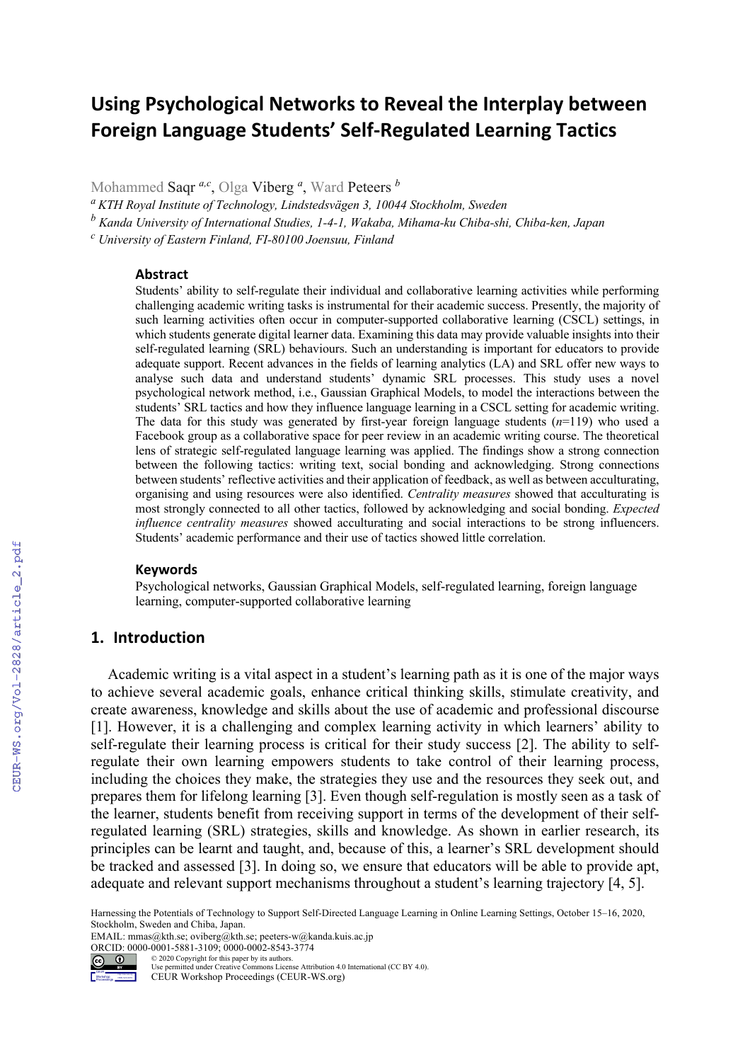# Using Psychological Networks to Reveal the Interplay between Foreign Language Students' Self-Regulated Learning Tactics

Mohammed Saqr [a,c], Olga Viberg [a], Ward Peteers [b]

[a] KTH Royal Institute of Technology, Lindstedsvägen 3, 10044 Stockholm, Sweden

[b] Kanda University of International Studies, 1-4-1, Wakaba, Mihama-ku Chiba-shi, Chiba-ken, Japan

[c] University of Eastern Finland, FI-80100 Joensuu, Finland

### Abstract

Students' ability to self-regulate their individual and collaborative learning activities while performing challenging academic writing tasks is instrumental for their academic success. Presently, the majority of such learning activities often occur in computer-supported collaborative learning (CSCL) settings, in which students generate digital learner data. Examining this data may provide valuable insights into their self-regulated learning (SRL) behaviours. Such an understanding is important for educators to provide adequate support. Recent advances in the fields of learning analytics (LA) and SRL offer new ways to analyse such data and understand students' dynamic SRL processes. This study uses a novel psychological network method, i.e., Gaussian Graphical Models, to model the interactions between the students' SRL tactics and how they influence language learning in a CSCL setting for academic writing. The data for this study was generated by first-year foreign language students ($n$=119) who used a Facebook group as a collaborative space for peer review in an academic writing course. The theoretical lens of strategic self-regulated language learning was applied. The findings show a strong connection between the following tactics: writing text, social bonding and acknowledging. Strong connections between students' reflective activities and their application of feedback, as well as between acculturating, organising and using resources were also identified. *Centrality measures* showed that acculturating is most strongly connected to all other tactics, followed by acknowledging and social bonding. *Expected influence centrality measures* showed acculturating and social interactions to be strong influencers. Students' academic performance and their use of tactics showed little correlation.

### Keywords

Psychological networks, Gaussian Graphical Models, self-regulated learning, foreign language learning, computer-supported collaborative learning

## 1. Introduction

Academic writing is a vital aspect in a student's learning path as it is one of the major ways to achieve several academic goals, enhance critical thinking skills, stimulate creativity, and create awareness, knowledge and skills about the use of academic and professional discourse [1]. However, it is a challenging and complex learning activity in which learners' ability to self-regulate their learning process is critical for their study success [2]. The ability to self-regulate their own learning empowers students to take control of their learning process, including the choices they make, the strategies they use and the resources they seek out, and prepares them for lifelong learning [3]. Even though self-regulation is mostly seen as a task of the learner, students benefit from receiving support in terms of the development of their self-regulated learning (SRL) strategies, skills and knowledge. As shown in earlier research, its principles can be learnt and taught, and, because of this, a learner's SRL development should be tracked and assessed [3]. In doing so, we ensure that educators will be able to provide apt, adequate and relevant support mechanisms throughout a student's learning trajectory [4, 5].

Harnessing the Potentials of Technology to Support Self-Directed Language Learning in Online Learning Settings, October 15–16, 2020, Stockholm, Sweden and Chiba, Japan.
EMAIL: mmas@kth.se; oviberg@kth.se; peeters-w@kanda.kuis.ac.jp
ORCID: 0000-0001-5881-3109; 0000-0002-8543-3774
© 2020 Copyright for this paper by its authors.
Use permitted under Creative Commons License Attribution 4.0 International (CC BY 4.0).
CEUR Workshop Proceedings (CEUR-WS.org)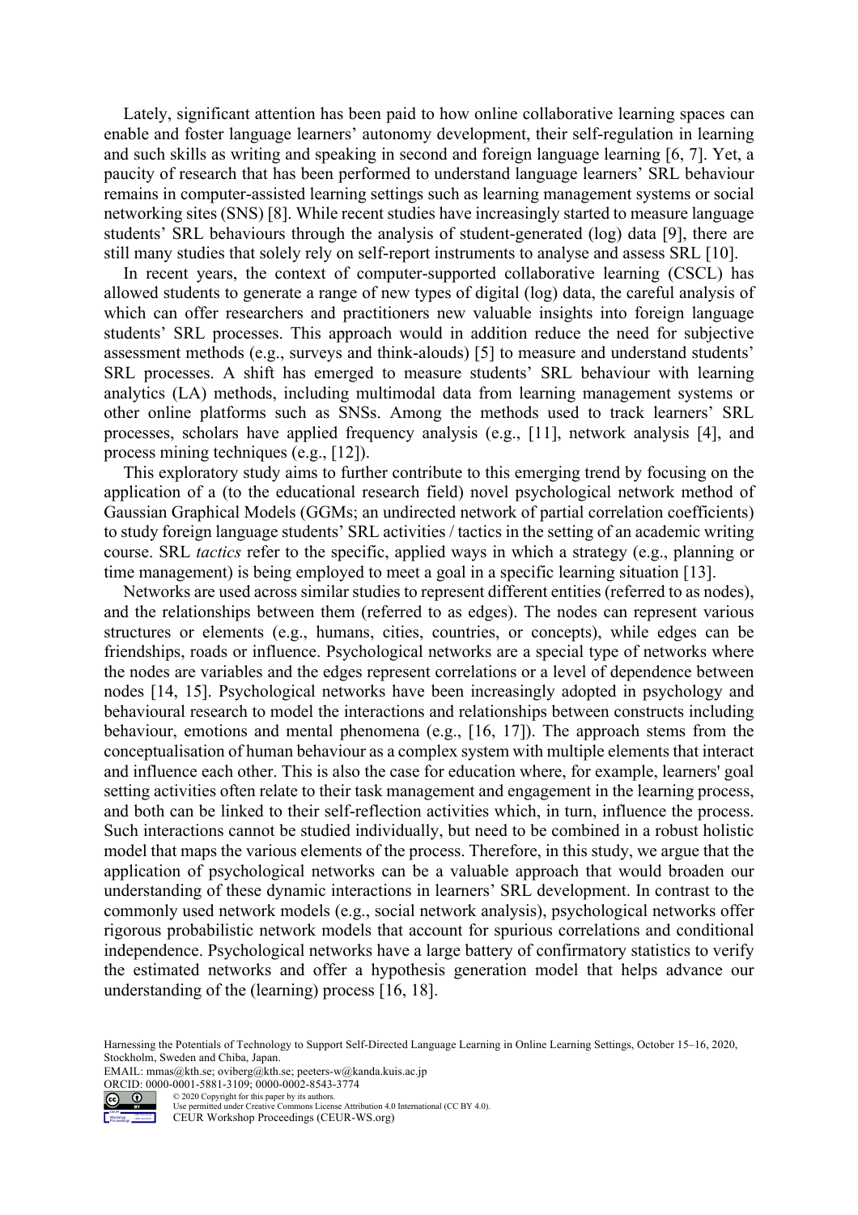Lately, significant attention has been paid to how online collaborative learning spaces can enable and foster language learners' autonomy development, their self-regulation in learning and such skills as writing and speaking in second and foreign language learning [6, 7]. Yet, a paucity of research that has been performed to understand language learners' SRL behaviour remains in computer-assisted learning settings such as learning management systems or social networking sites (SNS) [8]. While recent studies have increasingly started to measure language students' SRL behaviours through the analysis of student-generated (log) data [9], there are still many studies that solely rely on self-report instruments to analyse and assess SRL [10].

In recent years, the context of computer-supported collaborative learning (CSCL) has allowed students to generate a range of new types of digital (log) data, the careful analysis of which can offer researchers and practitioners new valuable insights into foreign language students' SRL processes. This approach would in addition reduce the need for subjective assessment methods (e.g., surveys and think-alouds) [5] to measure and understand students' SRL processes. A shift has emerged to measure students' SRL behaviour with learning analytics (LA) methods, including multimodal data from learning management systems or other online platforms such as SNSs. Among the methods used to track learners' SRL processes, scholars have applied frequency analysis (e.g., [11], network analysis [4], and process mining techniques (e.g., [12]).

This exploratory study aims to further contribute to this emerging trend by focusing on the application of a (to the educational research field) novel psychological network method of Gaussian Graphical Models (GGMs; an undirected network of partial correlation coefficients) to study foreign language students' SRL activities / tactics in the setting of an academic writing course. SRL *tactics* refer to the specific, applied ways in which a strategy (e.g., planning or time management) is being employed to meet a goal in a specific learning situation [13].

Networks are used across similar studies to represent different entities (referred to as nodes), and the relationships between them (referred to as edges). The nodes can represent various structures or elements (e.g., humans, cities, countries, or concepts), while edges can be friendships, roads or influence. Psychological networks are a special type of networks where the nodes are variables and the edges represent correlations or a level of dependence between nodes [14, 15]. Psychological networks have been increasingly adopted in psychology and behavioural research to model the interactions and relationships between constructs including behaviour, emotions and mental phenomena (e.g., [16, 17]). The approach stems from the conceptualisation of human behaviour as a complex system with multiple elements that interact and influence each other. This is also the case for education where, for example, learners' goal setting activities often relate to their task management and engagement in the learning process, and both can be linked to their self-reflection activities which, in turn, influence the process. Such interactions cannot be studied individually, but need to be combined in a robust holistic model that maps the various elements of the process. Therefore, in this study, we argue that the application of psychological networks can be a valuable approach that would broaden our understanding of these dynamic interactions in learners' SRL development. In contrast to the commonly used network models (e.g., social network analysis), psychological networks offer rigorous probabilistic network models that account for spurious correlations and conditional independence. Psychological networks have a large battery of confirmatory statistics to verify the estimated networks and offer a hypothesis generation model that helps advance our understanding of the (learning) process [16, 18].

Harnessing the Potentials of Technology to Support Self-Directed Language Learning in Online Learning Settings, October 15–16, 2020, Stockholm, Sweden and Chiba, Japan.
EMAIL: mmas@kth.se; oviberg@kth.se; peeters-w@kanda.kuis.ac.jp
ORCID: 0000-0001-5881-3109; 0000-0002-8543-3774
© 2020 Copyright for this paper by its authors.
Use permitted under Creative Commons License Attribution 4.0 International (CC BY 4.0).
CEUR Workshop Proceedings (CEUR-WS.org)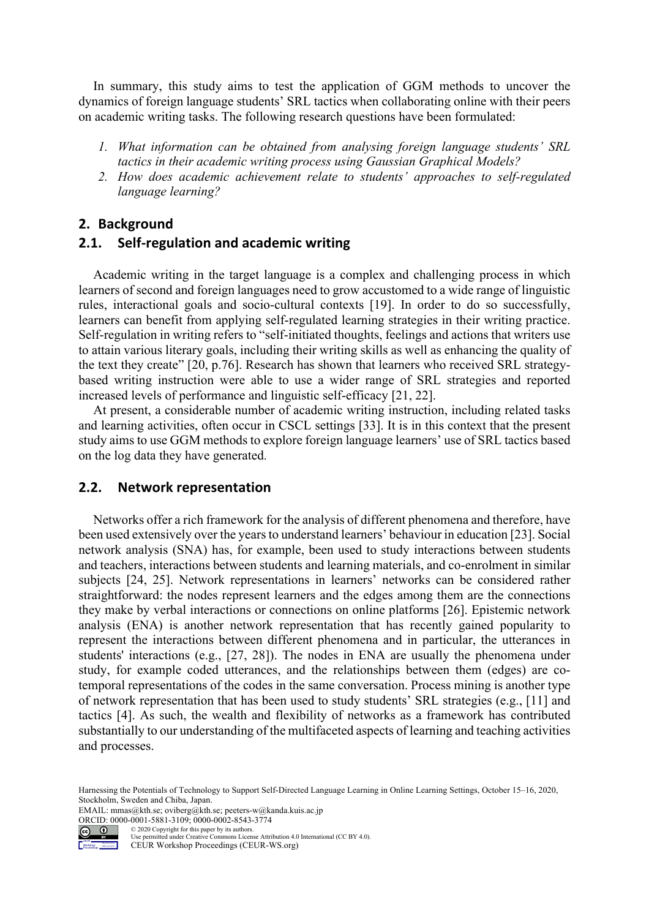In summary, this study aims to test the application of GGM methods to uncover the dynamics of foreign language students' SRL tactics when collaborating online with their peers on academic writing tasks. The following research questions have been formulated:

1. *What information can be obtained from analysing foreign language students' SRL tactics in their academic writing process using Gaussian Graphical Models?*
2. *How does academic achievement relate to students' approaches to self-regulated language learning?*

## 2. Background

### 2.1. Self-regulation and academic writing

Academic writing in the target language is a complex and challenging process in which learners of second and foreign languages need to grow accustomed to a wide range of linguistic rules, interactional goals and socio-cultural contexts [19]. In order to do so successfully, learners can benefit from applying self-regulated learning strategies in their writing practice. Self-regulation in writing refers to "self-initiated thoughts, feelings and actions that writers use to attain various literary goals, including their writing skills as well as enhancing the quality of the text they create" [20, p.76]. Research has shown that learners who received SRL strategy-based writing instruction were able to use a wider range of SRL strategies and reported increased levels of performance and linguistic self-efficacy [21, 22].

At present, a considerable number of academic writing instruction, including related tasks and learning activities, often occur in CSCL settings [33]. It is in this context that the present study aims to use GGM methods to explore foreign language learners' use of SRL tactics based on the log data they have generated.

### 2.2. Network representation

Networks offer a rich framework for the analysis of different phenomena and therefore, have been used extensively over the years to understand learners' behaviour in education [23]. Social network analysis (SNA) has, for example, been used to study interactions between students and teachers, interactions between students and learning materials, and co-enrolment in similar subjects [24, 25]. Network representations in learners' networks can be considered rather straightforward: the nodes represent learners and the edges among them are the connections they make by verbal interactions or connections on online platforms [26]. Epistemic network analysis (ENA) is another network representation that has recently gained popularity to represent the interactions between different phenomena and in particular, the utterances in students' interactions (e.g., [27, 28]). The nodes in ENA are usually the phenomena under study, for example coded utterances, and the relationships between them (edges) are co-temporal representations of the codes in the same conversation. Process mining is another type of network representation that has been used to study students' SRL strategies (e.g., [11] and tactics [4]. As such, the wealth and flexibility of networks as a framework has contributed substantially to our understanding of the multifaceted aspects of learning and teaching activities and processes.

Harnessing the Potentials of Technology to Support Self-Directed Language Learning in Online Learning Settings, October 15–16, 2020, Stockholm, Sweden and Chiba, Japan.
EMAIL: mmas@kth.se; oviberg@kth.se; peeters-w@kanda.kuis.ac.jp
ORCID: 0000-0001-5881-3109; 0000-0002-8543-3774
© 2020 Copyright for this paper by its authors.
Use permitted under Creative Commons License Attribution 4.0 International (CC BY 4.0).
CEUR Workshop Proceedings (CEUR-WS.org)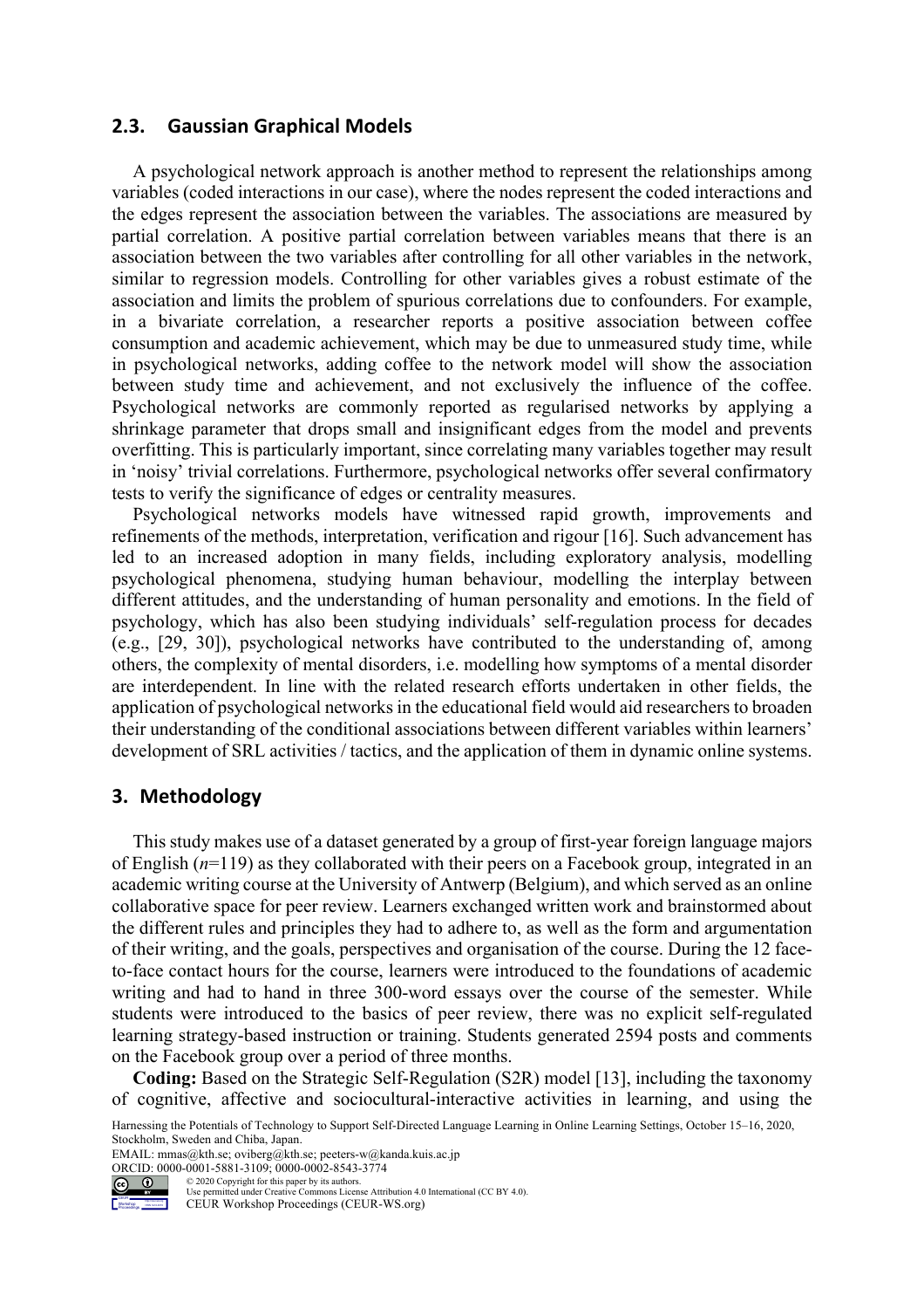## 2.3. Gaussian Graphical Models

A psychological network approach is another method to represent the relationships among variables (coded interactions in our case), where the nodes represent the coded interactions and the edges represent the association between the variables. The associations are measured by partial correlation. A positive partial correlation between variables means that there is an association between the two variables after controlling for all other variables in the network, similar to regression models. Controlling for other variables gives a robust estimate of the association and limits the problem of spurious correlations due to confounders. For example, in a bivariate correlation, a researcher reports a positive association between coffee consumption and academic achievement, which may be due to unmeasured study time, while in psychological networks, adding coffee to the network model will show the association between study time and achievement, and not exclusively the influence of the coffee. Psychological networks are commonly reported as regularised networks by applying a shrinkage parameter that drops small and insignificant edges from the model and prevents overfitting. This is particularly important, since correlating many variables together may result in 'noisy' trivial correlations. Furthermore, psychological networks offer several confirmatory tests to verify the significance of edges or centrality measures.

Psychological networks models have witnessed rapid growth, improvements and refinements of the methods, interpretation, verification and rigour [16]. Such advancement has led to an increased adoption in many fields, including exploratory analysis, modelling psychological phenomena, studying human behaviour, modelling the interplay between different attitudes, and the understanding of human personality and emotions. In the field of psychology, which has also been studying individuals' self-regulation process for decades (e.g., [29, 30]), psychological networks have contributed to the understanding of, among others, the complexity of mental disorders, i.e. modelling how symptoms of a mental disorder are interdependent. In line with the related research efforts undertaken in other fields, the application of psychological networks in the educational field would aid researchers to broaden their understanding of the conditional associations between different variables within learners' development of SRL activities / tactics, and the application of them in dynamic online systems.

# 3. Methodology

This study makes use of a dataset generated by a group of first-year foreign language majors of English (*n*=119) as they collaborated with their peers on a Facebook group, integrated in an academic writing course at the University of Antwerp (Belgium), and which served as an online collaborative space for peer review. Learners exchanged written work and brainstormed about the different rules and principles they had to adhere to, as well as the form and argumentation of their writing, and the goals, perspectives and organisation of the course. During the 12 face-to-face contact hours for the course, learners were introduced to the foundations of academic writing and had to hand in three 300-word essays over the course of the semester. While students were introduced to the basics of peer review, there was no explicit self-regulated learning strategy-based instruction or training. Students generated 2594 posts and comments on the Facebook group over a period of three months.

**Coding:** Based on the Strategic Self-Regulation (S2R) model [13], including the taxonomy of cognitive, affective and sociocultural-interactive activities in learning, and using the

Harnessing the Potentials of Technology to Support Self-Directed Language Learning in Online Learning Settings, October 15–16, 2020, Stockholm, Sweden and Chiba, Japan.
EMAIL: mmas@kth.se; oviberg@kth.se; peeters-w@kanda.kuis.ac.jp
ORCID: 0000-0001-5881-3109; 0000-0002-8543-3774
© 2020 Copyright for this paper by its authors.
Use permitted under Creative Commons License Attribution 4.0 International (CC BY 4.0).
CEUR Workshop Proceedings (CEUR-WS.org)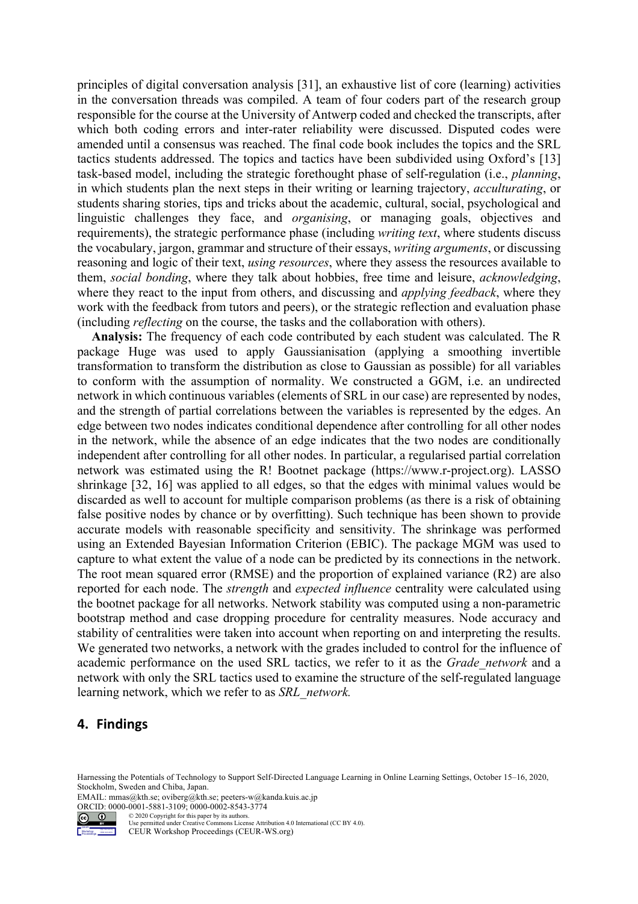principles of digital conversation analysis [31], an exhaustive list of core (learning) activities in the conversation threads was compiled. A team of four coders part of the research group responsible for the course at the University of Antwerp coded and checked the transcripts, after which both coding errors and inter-rater reliability were discussed. Disputed codes were amended until a consensus was reached. The final code book includes the topics and the SRL tactics students addressed. The topics and tactics have been subdivided using Oxford's [13] task-based model, including the strategic forethought phase of self-regulation (i.e., *planning*, in which students plan the next steps in their writing or learning trajectory, *acculturating*, or students sharing stories, tips and tricks about the academic, cultural, social, psychological and linguistic challenges they face, and *organising*, or managing goals, objectives and requirements), the strategic performance phase (including *writing text*, where students discuss the vocabulary, jargon, grammar and structure of their essays, *writing arguments*, or discussing reasoning and logic of their text, *using resources*, where they assess the resources available to them, *social bonding*, where they talk about hobbies, free time and leisure, *acknowledging*, where they react to the input from others, and discussing and *applying feedback*, where they work with the feedback from tutors and peers), or the strategic reflection and evaluation phase (including *reflecting* on the course, the tasks and the collaboration with others).

**Analysis:** The frequency of each code contributed by each student was calculated. The R package Huge was used to apply Gaussianisation (applying a smoothing invertible transformation to transform the distribution as close to Gaussian as possible) for all variables to conform with the assumption of normality. We constructed a GGM, i.e. an undirected network in which continuous variables (elements of SRL in our case) are represented by nodes, and the strength of partial correlations between the variables is represented by the edges. An edge between two nodes indicates conditional dependence after controlling for all other nodes in the network, while the absence of an edge indicates that the two nodes are conditionally independent after controlling for all other nodes. In particular, a regularised partial correlation network was estimated using the R! Bootnet package (https://www.r-project.org). LASSO shrinkage [32, 16] was applied to all edges, so that the edges with minimal values would be discarded as well to account for multiple comparison problems (as there is a risk of obtaining false positive nodes by chance or by overfitting). Such technique has been shown to provide accurate models with reasonable specificity and sensitivity. The shrinkage was performed using an Extended Bayesian Information Criterion (EBIC). The package MGM was used to capture to what extent the value of a node can be predicted by its connections in the network. The root mean squared error (RMSE) and the proportion of explained variance (R2) are also reported for each node. The *strength* and *expected influence* centrality were calculated using the bootnet package for all networks. Network stability was computed using a non-parametric bootstrap method and case dropping procedure for centrality measures. Node accuracy and stability of centralities were taken into account when reporting on and interpreting the results. We generated two networks, a network with the grades included to control for the influence of academic performance on the used SRL tactics, we refer to it as the *Grade_network* and a network with only the SRL tactics used to examine the structure of the self-regulated language learning network, which we refer to as *SRL_network.*

## 4. Findings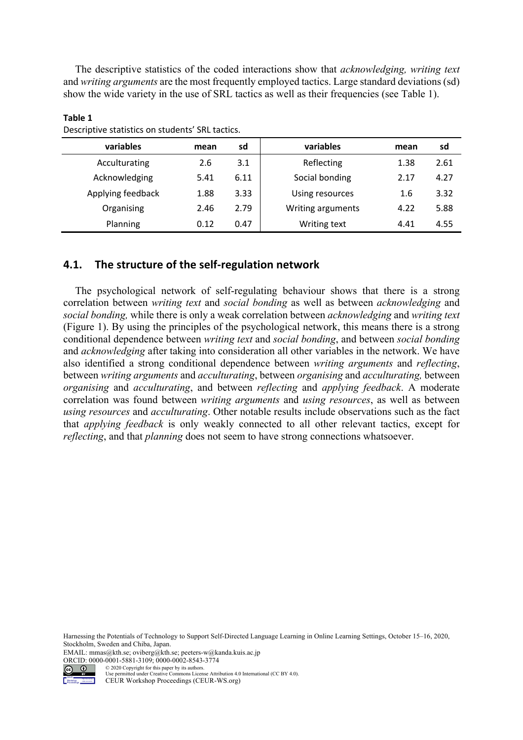The descriptive statistics of the coded interactions show that *acknowledging, writing text* and *writing arguments* are the most frequently employed tactics. Large standard deviations (sd) show the wide variety in the use of SRL tactics as well as their frequencies (see Table 1).

**Table 1**
Descriptive statistics on students' SRL tactics.

| variables | mean | sd | variables | mean | sd |
|---|---|---|---|---|---|
| Acculturating | 2.6 | 3.1 | Reflecting | 1.38 | 2.61 |
| Acknowledging | 5.41 | 6.11 | Social bonding | 2.17 | 4.27 |
| Applying feedback | 1.88 | 3.33 | Using resources | 1.6 | 3.32 |
| Organising | 2.46 | 2.79 | Writing arguments | 4.22 | 5.88 |
| Planning | 0.12 | 0.47 | Writing text | 4.41 | 4.55 |

## 4.1. The structure of the self-regulation network

The psychological network of self-regulating behaviour shows that there is a strong correlation between *writing text* and *social bonding* as well as between *acknowledging* and *social bonding,* while there is only a weak correlation between *acknowledging* and *writing text* (Figure 1). By using the principles of the psychological network, this means there is a strong conditional dependence between *writing text* and *social bonding*, and between *social bonding* and *acknowledging* after taking into consideration all other variables in the network. We have also identified a strong conditional dependence between *writing arguments* and *reflecting*, between *writing arguments* and *acculturating*, between *organising* and *acculturating,* between *organising* and *acculturating*, and between *reflecting* and *applying feedback*. A moderate correlation was found between *writing arguments* and *using resources*, as well as between *using resources* and *acculturating*. Other notable results include observations such as the fact that *applying feedback* is only weakly connected to all other relevant tactics, except for *reflecting*, and that *planning* does not seem to have strong connections whatsoever.

Harnessing the Potentials of Technology to Support Self-Directed Language Learning in Online Learning Settings, October 15–16, 2020, Stockholm, Sweden and Chiba, Japan.
EMAIL: mmas@kth.se; oviberg@kth.se; peeters-w@kanda.kuis.ac.jp
ORCID: 0000-0001-5881-3109; 0000-0002-8543-3774
© 2020 Copyright for this paper by its authors.
Use permitted under Creative Commons License Attribution 4.0 International (CC BY 4.0).
CEUR Workshop Proceedings (CEUR-WS.org)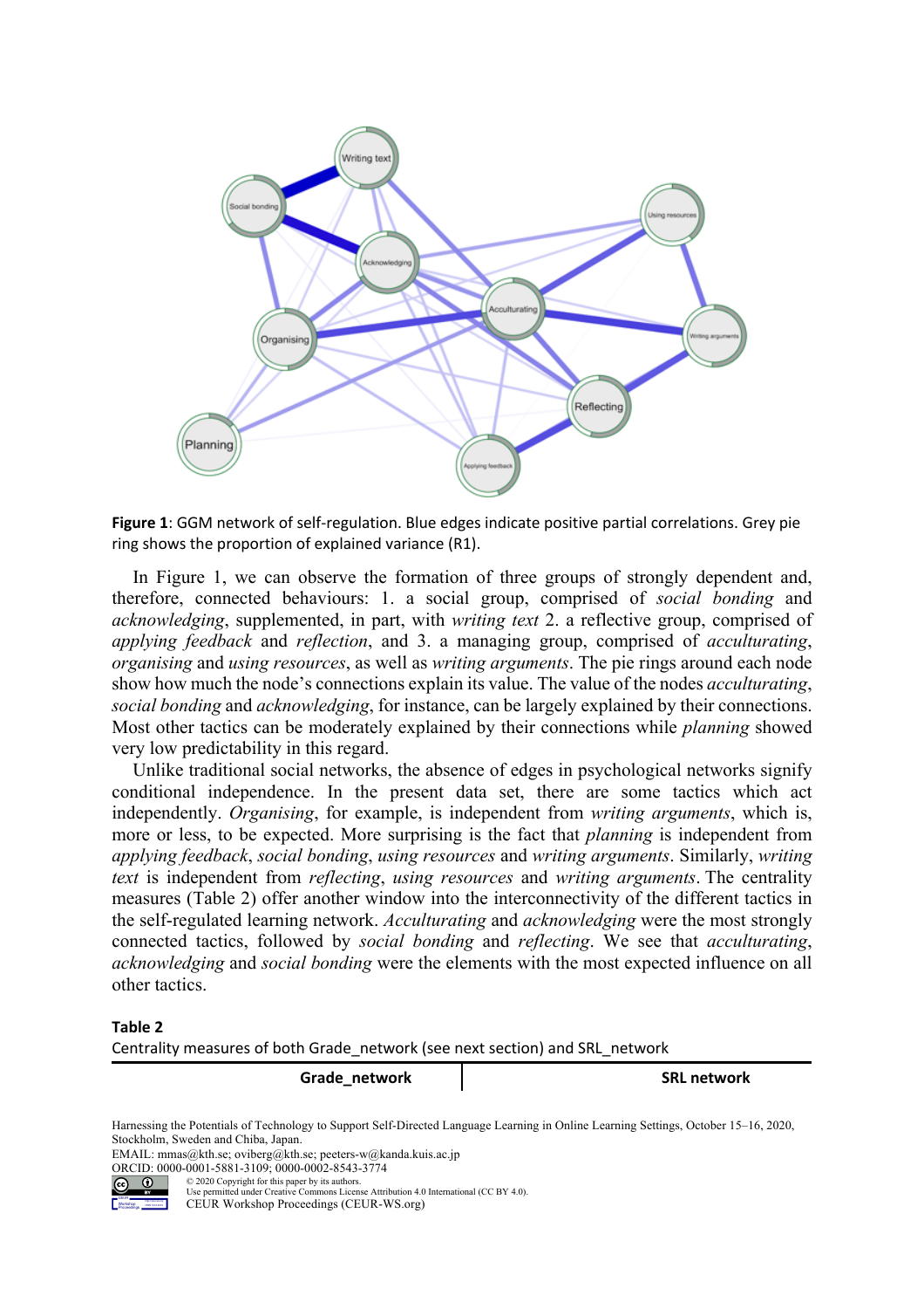Writing text

Social bonding

Using resources

Acknowledging

Acculturating

Organising

Writing arguments

Reflecting

Planning

Applying feedback

**Figure 1**: GGM network of self-regulation. Blue edges indicate positive partial correlations. Grey pie ring shows the proportion of explained variance (R1).

In Figure 1, we can observe the formation of three groups of strongly dependent and, therefore, connected behaviours: 1. a social group, comprised of *social bonding* and *acknowledging*, supplemented, in part, with *writing text* 2. a reflective group, comprised of *applying feedback* and *reflection*, and 3. a managing group, comprised of *acculturating*, *organising* and *using resources*, as well as *writing arguments*. The pie rings around each node show how much the node's connections explain its value. The value of the nodes *acculturating*, *social bonding* and *acknowledging*, for instance, can be largely explained by their connections. Most other tactics can be moderately explained by their connections while *planning* showed very low predictability in this regard.

Unlike traditional social networks, the absence of edges in psychological networks signify conditional independence. In the present data set, there are some tactics which act independently. *Organising*, for example, is independent from *writing arguments*, which is, more or less, to be expected. More surprising is the fact that *planning* is independent from *applying feedback*, *social bonding*, *using resources* and *writing arguments*. Similarly, *writing text* is independent from *reflecting*, *using resources* and *writing arguments*. The centrality measures (Table 2) offer another window into the interconnectivity of the different tactics in the self-regulated learning network. *Acculturating* and *acknowledging* were the most strongly connected tactics, followed by *social bonding* and *reflecting*. We see that *acculturating*, *acknowledging* and *social bonding* were the elements with the most expected influence on all other tactics.

**Table 2**

Centrality measures of both Grade_network (see next section) and SRL_network

| Grade_network | SRL network |
|---|---|

Harnessing the Potentials of Technology to Support Self-Directed Language Learning in Online Learning Settings, October 15–16, 2020, Stockholm, Sweden and Chiba, Japan.
EMAIL: mmas@kth.se; oviberg@kth.se; peeters-w@kanda.kuis.ac.jp
ORCID: 0000-0001-5881-3109; 0000-0002-8543-3774
© 2020 Copyright for this paper by its authors.
Use permitted under Creative Commons License Attribution 4.0 International (CC BY 4.0).
CEUR Workshop Proceedings (CEUR-WS.org)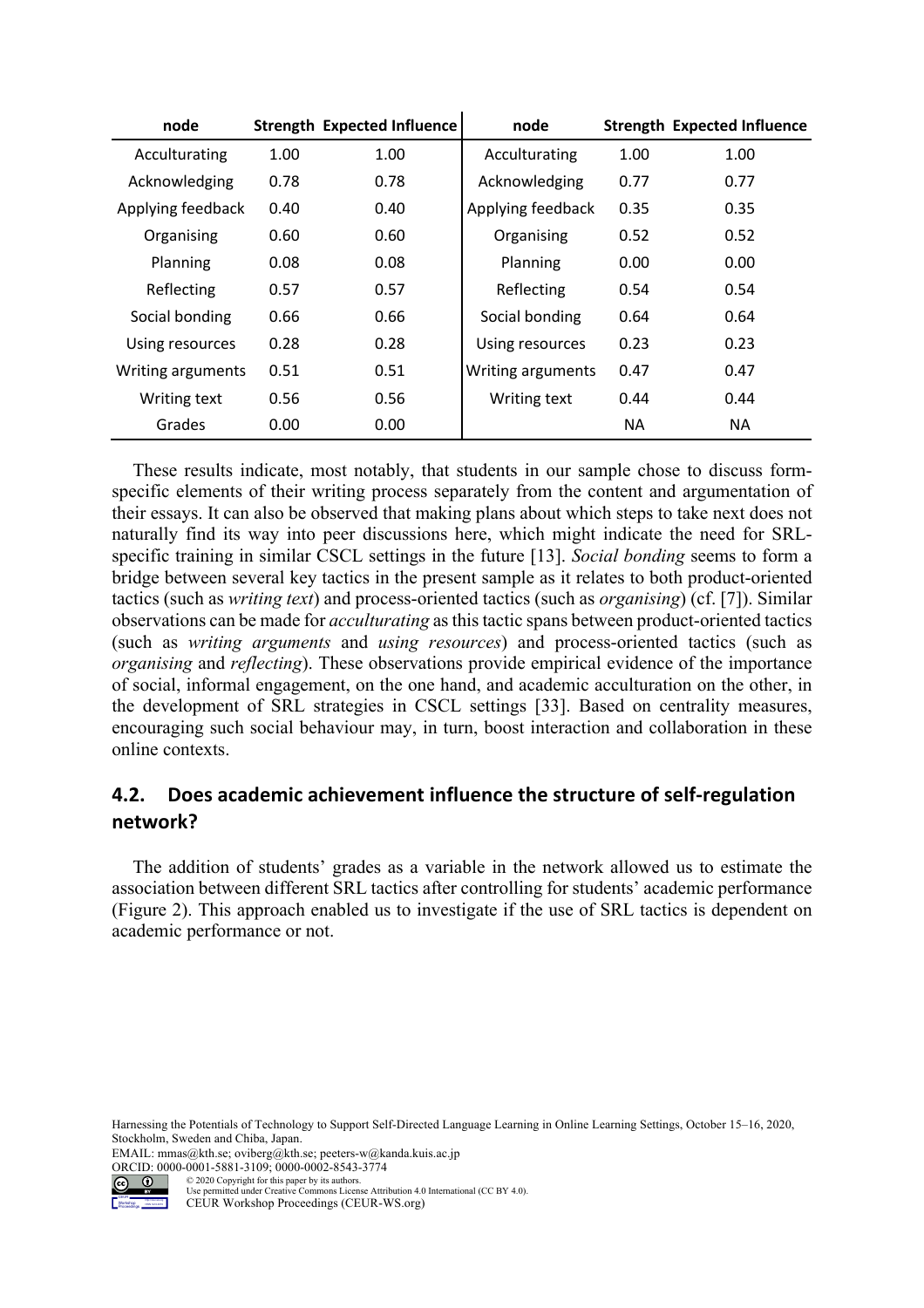| node | Strength | Expected Influence | node | Strength | Expected Influence |
|---|---|---|---|---|---|
| Acculturating | 1.00 | 1.00 | Acculturating | 1.00 | 1.00 |
| Acknowledging | 0.78 | 0.78 | Acknowledging | 0.77 | 0.77 |
| Applying feedback | 0.40 | 0.40 | Applying feedback | 0.35 | 0.35 |
| Organising | 0.60 | 0.60 | Organising | 0.52 | 0.52 |
| Planning | 0.08 | 0.08 | Planning | 0.00 | 0.00 |
| Reflecting | 0.57 | 0.57 | Reflecting | 0.54 | 0.54 |
| Social bonding | 0.66 | 0.66 | Social bonding | 0.64 | 0.64 |
| Using resources | 0.28 | 0.28 | Using resources | 0.23 | 0.23 |
| Writing arguments | 0.51 | 0.51 | Writing arguments | 0.47 | 0.47 |
| Writing text | 0.56 | 0.56 | Writing text | 0.44 | 0.44 |
| Grades | 0.00 | 0.00 | | NA | NA |

These results indicate, most notably, that students in our sample chose to discuss form-specific elements of their writing process separately from the content and argumentation of their essays. It can also be observed that making plans about which steps to take next does not naturally find its way into peer discussions here, which might indicate the need for SRL-specific training in similar CSCL settings in the future [13]. *Social bonding* seems to form a bridge between several key tactics in the present sample as it relates to both product-oriented tactics (such as *writing text*) and process-oriented tactics (such as *organising*) (cf. [7]). Similar observations can be made for *acculturating* as this tactic spans between product-oriented tactics (such as *writing arguments* and *using resources*) and process-oriented tactics (such as *organising* and *reflecting*). These observations provide empirical evidence of the importance of social, informal engagement, on the one hand, and academic acculturation on the other, in the development of SRL strategies in CSCL settings [33]. Based on centrality measures, encouraging such social behaviour may, in turn, boost interaction and collaboration in these online contexts.

## 4.2. Does academic achievement influence the structure of self-regulation network?

The addition of students' grades as a variable in the network allowed us to estimate the association between different SRL tactics after controlling for students' academic performance (Figure 2). This approach enabled us to investigate if the use of SRL tactics is dependent on academic performance or not.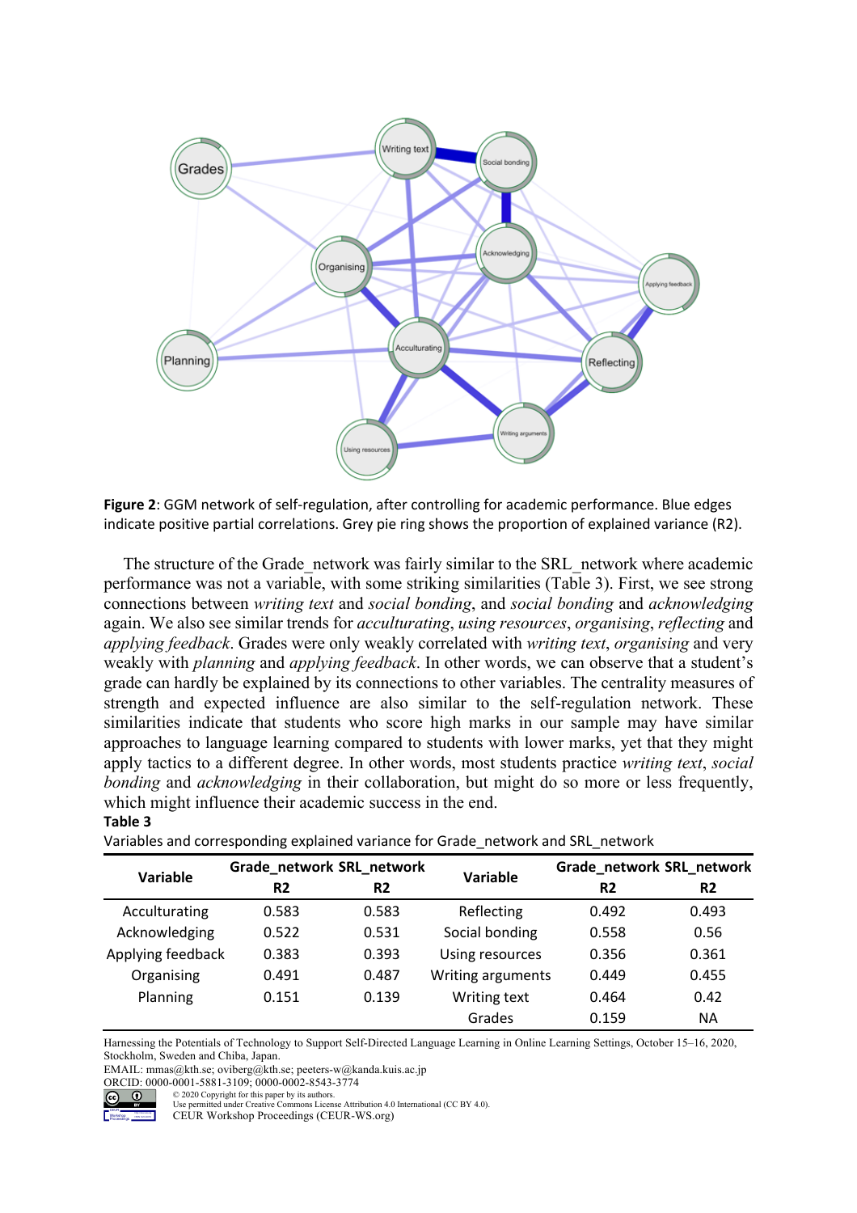Grades

Writing text

Social bonding

Organising

Acknowledging

Applying feedback

Planning

Acculturating

Reflecting

Using resources

Writing arguments

**Figure 2**: GGM network of self-regulation, after controlling for academic performance. Blue edges indicate positive partial correlations. Grey pie ring shows the proportion of explained variance (R2).

The structure of the Grade_network was fairly similar to the SRL_network where academic performance was not a variable, with some striking similarities (Table 3). First, we see strong connections between *writing text* and *social bonding*, and *social bonding* and *acknowledging* again. We also see similar trends for *acculturating*, *using resources*, *organising*, *reflecting* and *applying feedback*. Grades were only weakly correlated with *writing text*, *organising* and very weakly with *planning* and *applying feedback*. In other words, we can observe that a student's grade can hardly be explained by its connections to other variables. The centrality measures of strength and expected influence are also similar to the self-regulation network. These similarities indicate that students who score high marks in our sample may have similar approaches to language learning compared to students with lower marks, yet that they might apply tactics to a different degree. In other words, most students practice *writing text*, *social bonding* and *acknowledging* in their collaboration, but might do so more or less frequently, which might influence their academic success in the end.

**Table 3**

Variables and corresponding explained variance for Grade_network and SRL_network

| Variable | Grade_network R2 | SRL_network R2 | Variable | Grade_network R2 | SRL_network R2 |
|---|---|---|---|---|---|
| Acculturating | 0.583 | 0.583 | Reflecting | 0.492 | 0.493 |
| Acknowledging | 0.522 | 0.531 | Social bonding | 0.558 | 0.56 |
| Applying feedback | 0.383 | 0.393 | Using resources | 0.356 | 0.361 |
| Organising | 0.491 | 0.487 | Writing arguments | 0.449 | 0.455 |
| Planning | 0.151 | 0.139 | Writing text | 0.464 | 0.42 |
| | | | Grades | 0.159 | NA |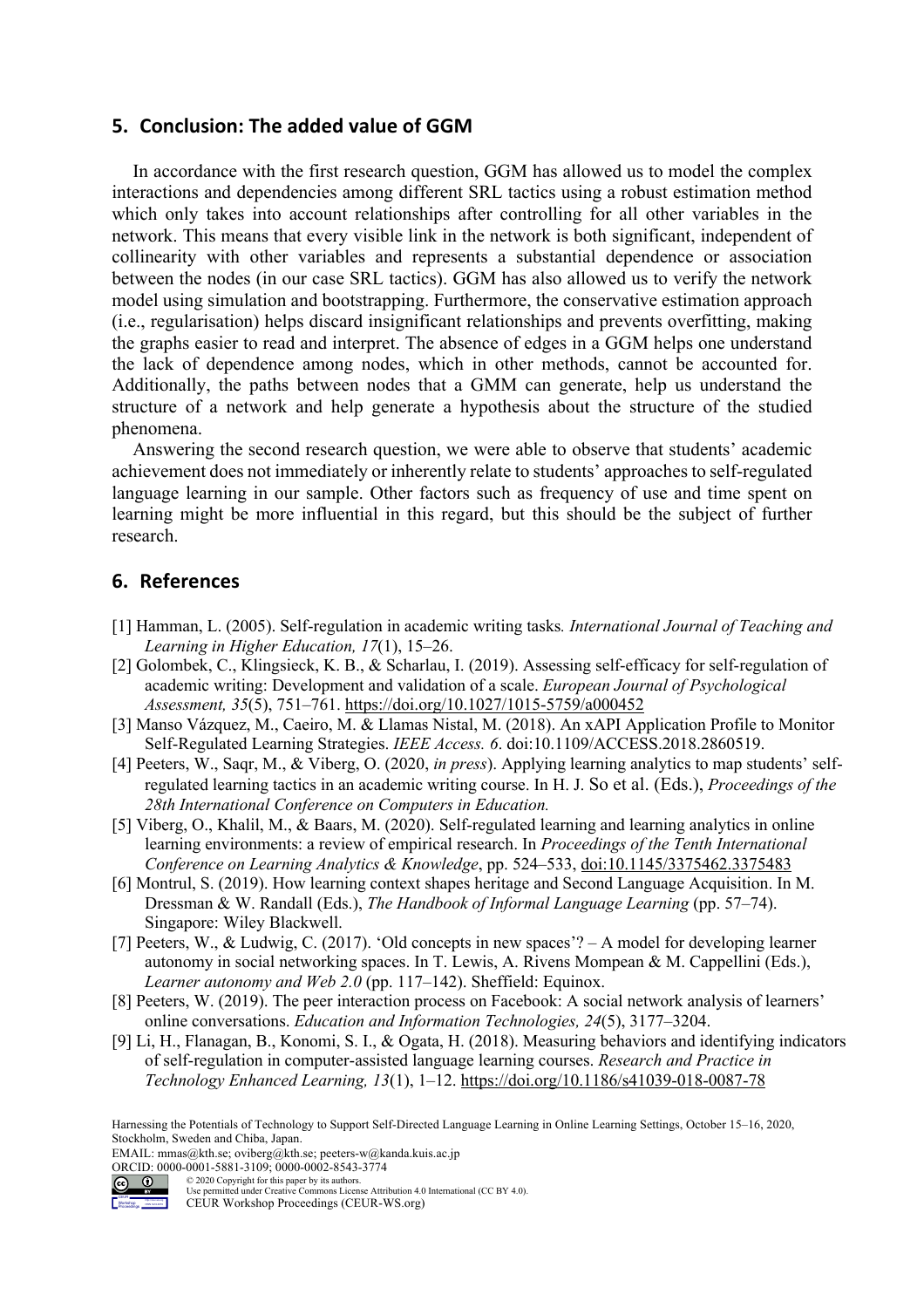## 5. Conclusion: The added value of GGM

In accordance with the first research question, GGM has allowed us to model the complex interactions and dependencies among different SRL tactics using a robust estimation method which only takes into account relationships after controlling for all other variables in the network. This means that every visible link in the network is both significant, independent of collinearity with other variables and represents a substantial dependence or association between the nodes (in our case SRL tactics). GGM has also allowed us to verify the network model using simulation and bootstrapping. Furthermore, the conservative estimation approach (i.e., regularisation) helps discard insignificant relationships and prevents overfitting, making the graphs easier to read and interpret. The absence of edges in a GGM helps one understand the lack of dependence among nodes, which in other methods, cannot be accounted for. Additionally, the paths between nodes that a GMM can generate, help us understand the structure of a network and help generate a hypothesis about the structure of the studied phenomena.

Answering the second research question, we were able to observe that students' academic achievement does not immediately or inherently relate to students' approaches to self-regulated language learning in our sample. Other factors such as frequency of use and time spent on learning might be more influential in this regard, but this should be the subject of further research.

## 6. References

[1] Hamman, L. (2005). Self-regulation in academic writing tasks*. International Journal of Teaching and Learning in Higher Education, 17*(1), 15–26.

[2] Golombek, C., Klingsieck, K. B., & Scharlau, I. (2019). Assessing self-efficacy for self-regulation of academic writing: Development and validation of a scale. *European Journal of Psychological Assessment, 35*(5), 751–761. https://doi.org/10.1027/1015-5759/a000452

[3] Manso Vázquez, M., Caeiro, M. & Llamas Nistal, M. (2018). An xAPI Application Profile to Monitor Self-Regulated Learning Strategies. *IEEE Access. 6*. doi:10.1109/ACCESS.2018.2860519.

[4] Peeters, W., Saqr, M., & Viberg, O. (2020, *in press*). Applying learning analytics to map students' self-regulated learning tactics in an academic writing course. In H. J. So et al. (Eds.), *Proceedings of the 28th International Conference on Computers in Education.*

[5] Viberg, O., Khalil, M., & Baars, M. (2020). Self-regulated learning and learning analytics in online learning environments: a review of empirical research. In *Proceedings of the Tenth International Conference on Learning Analytics & Knowledge*, pp. 524–533, doi:10.1145/3375462.3375483

[6] Montrul, S. (2019). How learning context shapes heritage and Second Language Acquisition. In M. Dressman & W. Randall (Eds.), *The Handbook of Informal Language Learning* (pp. 57–74). Singapore: Wiley Blackwell.

[7] Peeters, W., & Ludwig, C. (2017). 'Old concepts in new spaces'? – A model for developing learner autonomy in social networking spaces. In T. Lewis, A. Rivens Mompean & M. Cappellini (Eds.), *Learner autonomy and Web 2.0* (pp. 117–142). Sheffield: Equinox.

[8] Peeters, W. (2019). The peer interaction process on Facebook: A social network analysis of learners' online conversations. *Education and Information Technologies, 24*(5), 3177–3204.

[9] Li, H., Flanagan, B., Konomi, S. I., & Ogata, H. (2018). Measuring behaviors and identifying indicators of self-regulation in computer-assisted language learning courses. *Research and Practice in Technology Enhanced Learning, 13*(1), 1–12. https://doi.org/10.1186/s41039-018-0087-78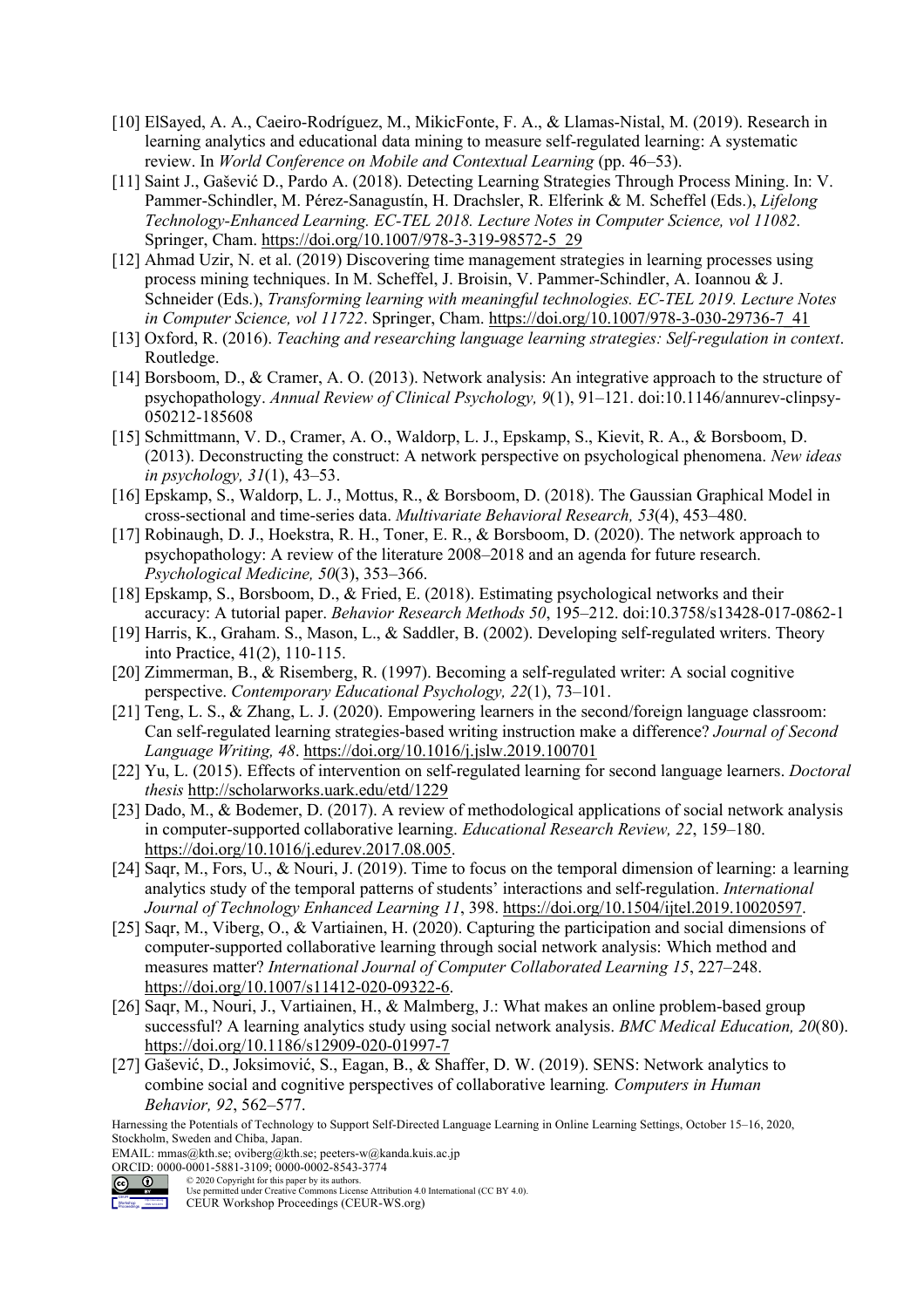[10] ElSayed, A. A., Caeiro-Rodríguez, M., MikicFonte, F. A., & Llamas-Nistal, M. (2019). Research in learning analytics and educational data mining to measure self-regulated learning: A systematic review. In *World Conference on Mobile and Contextual Learning* (pp. 46–53).

[11] Saint J., Gašević D., Pardo A. (2018). Detecting Learning Strategies Through Process Mining. In: V. Pammer-Schindler, M. Pérez-Sanagustín, H. Drachsler, R. Elferink & M. Scheffel (Eds.), *Lifelong Technology-Enhanced Learning. EC-TEL 2018. Lecture Notes in Computer Science, vol 11082*. Springer, Cham. https://doi.org/10.1007/978-3-319-98572-5_29

[12] Ahmad Uzir, N. et al. (2019) Discovering time management strategies in learning processes using process mining techniques. In M. Scheffel, J. Broisin, V. Pammer-Schindler, A. Ioannou & J. Schneider (Eds.), *Transforming learning with meaningful technologies. EC-TEL 2019. Lecture Notes in Computer Science, vol 11722*. Springer, Cham. https://doi.org/10.1007/978-3-030-29736-7_41

[13] Oxford, R. (2016). *Teaching and researching language learning strategies: Self-regulation in context*. Routledge.

[14] Borsboom, D., & Cramer, A. O. (2013). Network analysis: An integrative approach to the structure of psychopathology. *Annual Review of Clinical Psychology, 9*(1), 91–121. doi:10.1146/annurev-clinpsy-050212-185608

[15] Schmittmann, V. D., Cramer, A. O., Waldorp, L. J., Epskamp, S., Kievit, R. A., & Borsboom, D. (2013). Deconstructing the construct: A network perspective on psychological phenomena. *New ideas in psychology, 31*(1), 43–53.

[16] Epskamp, S., Waldorp, L. J., Mottus, R., & Borsboom, D. (2018). The Gaussian Graphical Model in cross-sectional and time-series data. *Multivariate Behavioral Research, 53*(4), 453–480.

[17] Robinaugh, D. J., Hoekstra, R. H., Toner, E. R., & Borsboom, D. (2020). The network approach to psychopathology: A review of the literature 2008–2018 and an agenda for future research. *Psychological Medicine, 50*(3), 353–366.

[18] Epskamp, S., Borsboom, D., & Fried, E. (2018). Estimating psychological networks and their accuracy: A tutorial paper. *Behavior Research Methods 50*, 195–212. doi:10.3758/s13428-017-0862-1

[19] Harris, K., Graham. S., Mason, L., & Saddler, B. (2002). Developing self-regulated writers. Theory into Practice, 41(2), 110-115.

[20] Zimmerman, B., & Risemberg, R. (1997). Becoming a self-regulated writer: A social cognitive perspective. *Contemporary Educational Psychology, 22*(1), 73–101.

[21] Teng, L. S., & Zhang, L. J. (2020). Empowering learners in the second/foreign language classroom: Can self-regulated learning strategies-based writing instruction make a difference? *Journal of Second Language Writing, 48*. https://doi.org/10.1016/j.jslw.2019.100701

[22] Yu, L. (2015). Effects of intervention on self-regulated learning for second language learners. *Doctoral thesis* http://scholarworks.uark.edu/etd/1229

[23] Dado, M., & Bodemer, D. (2017). A review of methodological applications of social network analysis in computer-supported collaborative learning. *Educational Research Review, 22*, 159–180. https://doi.org/10.1016/j.edurev.2017.08.005.

[24] Saqr, M., Fors, U., & Nouri, J. (2019). Time to focus on the temporal dimension of learning: a learning analytics study of the temporal patterns of students' interactions and self-regulation. *International Journal of Technology Enhanced Learning 11*, 398. https://doi.org/10.1504/ijtel.2019.10020597.

[25] Saqr, M., Viberg, O., & Vartiainen, H. (2020). Capturing the participation and social dimensions of computer-supported collaborative learning through social network analysis: Which method and measures matter? *International Journal of Computer Collaborated Learning 15*, 227–248. https://doi.org/10.1007/s11412-020-09322-6.

[26] Saqr, M., Nouri, J., Vartiainen, H., & Malmberg, J.: What makes an online problem-based group successful? A learning analytics study using social network analysis. *BMC Medical Education, 20*(80). https://doi.org/10.1186/s12909-020-01997-7

[27] Gašević, D., Joksimović, S., Eagan, B., & Shaffer, D. W. (2019). SENS: Network analytics to combine social and cognitive perspectives of collaborative learning. *Computers in Human Behavior, 92*, 562–577.

Harnessing the Potentials of Technology to Support Self-Directed Language Learning in Online Learning Settings, October 15–16, 2020, Stockholm, Sweden and Chiba, Japan.
EMAIL: mmas@kth.se; oviberg@kth.se; peeters-w@kanda.kuis.ac.jp
ORCID: 0000-0001-5881-3109; 0000-0002-8543-3774
© 2020 Copyright for this paper by its authors.
Use permitted under Creative Commons License Attribution 4.0 International (CC BY 4.0).
CEUR Workshop Proceedings (CEUR-WS.org)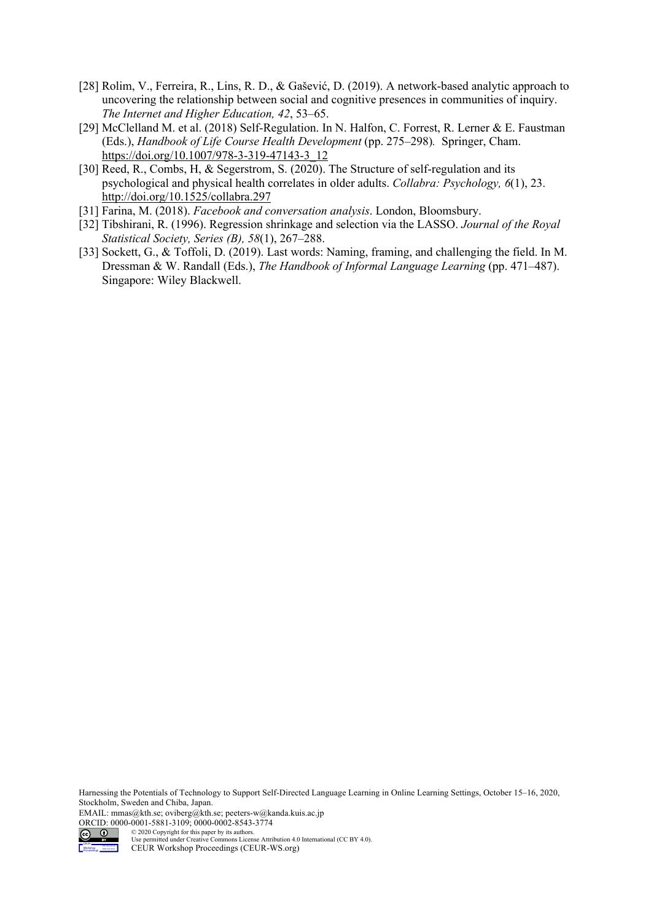[28] Rolim, V., Ferreira, R., Lins, R. D., & Gašević, D. (2019). A network-based analytic approach to uncovering the relationship between social and cognitive presences in communities of inquiry. *The Internet and Higher Education, 42*, 53–65.

[29] McClelland M. et al. (2018) Self-Regulation. In N. Halfon, C. Forrest, R. Lerner & E. Faustman (Eds.), *Handbook of Life Course Health Development* (pp. 275–298). Springer, Cham. https://doi.org/10.1007/978-3-319-47143-3_12

[30] Reed, R., Combs, H, & Segerstrom, S. (2020). The Structure of self-regulation and its psychological and physical health correlates in older adults. *Collabra: Psychology, 6*(1), 23. http://doi.org/10.1525/collabra.297

[31] Farina, M. (2018). *Facebook and conversation analysis*. London, Bloomsbury.

[32] Tibshirani, R. (1996). Regression shrinkage and selection via the LASSO. *Journal of the Royal Statistical Society, Series (B), 58*(1), 267–288.

[33] Sockett, G., & Toffoli, D. (2019). Last words: Naming, framing, and challenging the field. In M. Dressman & W. Randall (Eds.), *The Handbook of Informal Language Learning* (pp. 471–487). Singapore: Wiley Blackwell.

Harnessing the Potentials of Technology to Support Self-Directed Language Learning in Online Learning Settings, October 15–16, 2020, Stockholm, Sweden and Chiba, Japan.
EMAIL: mmas@kth.se; oviberg@kth.se; peeters-w@kanda.kuis.ac.jp
ORCID: 0000-0001-5881-3109; 0000-0002-8543-3774
© 2020 Copyright for this paper by its authors.
Use permitted under Creative Commons License Attribution 4.0 International (CC BY 4.0).
CEUR Workshop Proceedings (CEUR-WS.org)